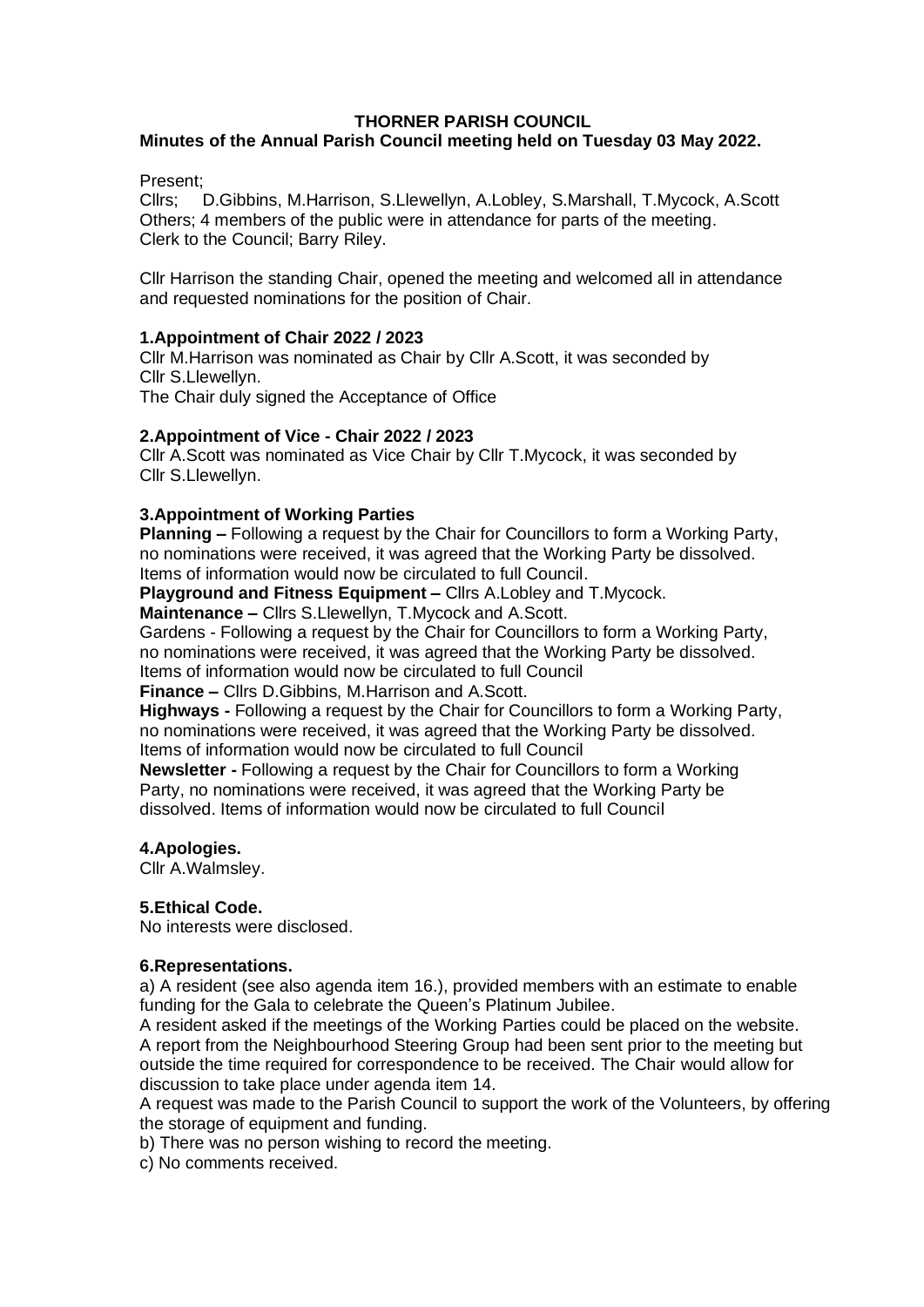**THORNER PARISH COUNCIL**

**Minutes of the Annual Parish Council meeting held on Tuesday 03 May 2022.**

Present;
Cllrs; D.Gibbins, M.Harrison, S.Llewellyn, A.Lobley, S.Marshall, T.Mycock, A.Scott
Others; 4 members of the public were in attendance for parts of the meeting.
Clerk to the Council; Barry Riley.

Cllr Harrison the standing Chair, opened the meeting and welcomed all in attendance and requested nominations for the position of Chair.

**1.Appointment of Chair 2022 / 2023**

Cllr M.Harrison was nominated as Chair by Cllr A.Scott, it was seconded by Cllr S.Llewellyn.
The Chair duly signed the Acceptance of Office

**2.Appointment of Vice - Chair 2022 / 2023**

Cllr A.Scott was nominated as Vice Chair by Cllr T.Mycock, it was seconded by Cllr S.Llewellyn.

**3.Appointment of Working Parties**

**Planning –** Following a request by the Chair for Councillors to form a Working Party, no nominations were received, it was agreed that the Working Party be dissolved. Items of information would now be circulated to full Council.

**Playground and Fitness Equipment –** Cllrs A.Lobley and T.Mycock.

**Maintenance –** Cllrs S.Llewellyn, T.Mycock and A.Scott.

Gardens - Following a request by the Chair for Councillors to form a Working Party, no nominations were received, it was agreed that the Working Party be dissolved. Items of information would now be circulated to full Council

**Finance –** Cllrs D.Gibbins, M.Harrison and A.Scott.

**Highways -** Following a request by the Chair for Councillors to form a Working Party, no nominations were received, it was agreed that the Working Party be dissolved. Items of information would now be circulated to full Council

**Newsletter -** Following a request by the Chair for Councillors to form a Working Party, no nominations were received, it was agreed that the Working Party be dissolved. Items of information would now be circulated to full Council

**4.Apologies.**

Cllr A.Walmsley.

**5.Ethical Code.**

No interests were disclosed.

**6.Representations.**

a) A resident (see also agenda item 16.), provided members with an estimate to enable funding for the Gala to celebrate the Queen's Platinum Jubilee.
A resident asked if the meetings of the Working Parties could be placed on the website.
A report from the Neighbourhood Steering Group had been sent prior to the meeting but outside the time required for correspondence to be received. The Chair would allow for discussion to take place under agenda item 14.
A request was made to the Parish Council to support the work of the Volunteers, by offering the storage of equipment and funding.
b) There was no person wishing to record the meeting.
c) No comments received.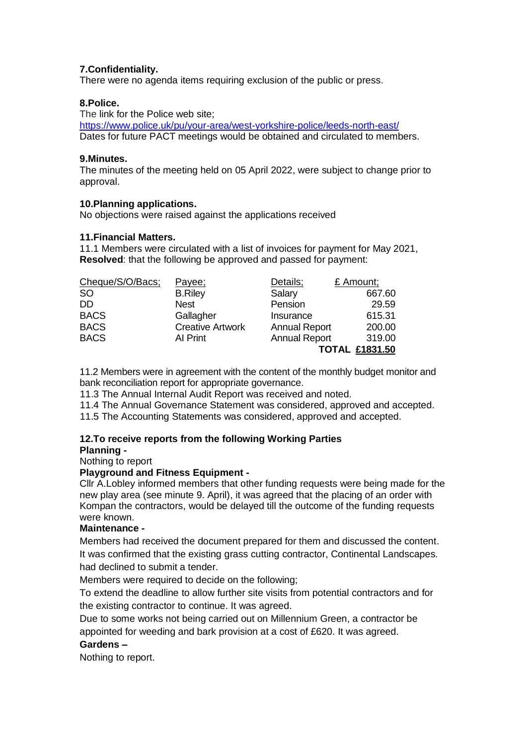**7.Confidentiality.**
There were no agenda items requiring exclusion of the public or press.

**8.Police.**
The link for the Police web site;
https://www.police.uk/pu/your-area/west-yorkshire-police/leeds-north-east/
Dates for future PACT meetings would be obtained and circulated to members.

**9.Minutes.**
The minutes of the meeting held on 05 April 2022, were subject to change prior to approval.

**10.Planning applications.**
No objections were raised against the applications received

**11.Financial Matters.**
11.1 Members were circulated with a list of invoices for payment for May 2021, **Resolved**: that the following be approved and passed for payment:

| Cheque/S/O/Bacs; | Payee; | Details; | £ Amount; |
|---|---|---|---|
| SO | B.Riley | Salary | 667.60 |
| DD | Nest | Pension | 29.59 |
| BACS | Gallagher | Insurance | 615.31 |
| BACS | Creative Artwork | Annual Report | 200.00 |
| BACS | AI Print | Annual Report | 319.00 |
| | | **TOTAL** | **£1831.50** |

11.2 Members were in agreement with the content of the monthly budget monitor and bank reconciliation report for appropriate governance.
11.3 The Annual Internal Audit Report was received and noted.
11.4 The Annual Governance Statement was considered, approved and accepted.
11.5 The Accounting Statements was considered, approved and accepted.

**12.To receive reports from the following Working Parties**
**Planning -**
Nothing to report
**Playground and Fitness Equipment -**
Cllr A.Lobley informed members that other funding requests were being made for the new play area (see minute 9. April), it was agreed that the placing of an order with Kompan the contractors, would be delayed till the outcome of the funding requests were known.
**Maintenance -**
Members had received the document prepared for them and discussed the content.
It was confirmed that the existing grass cutting contractor, Continental Landscapes. had declined to submit a tender.
Members were required to decide on the following;
To extend the deadline to allow further site visits from potential contractors and for the existing contractor to continue. It was agreed.
Due to some works not being carried out on Millennium Green, a contractor be appointed for weeding and bark provision at a cost of £620. It was agreed.
**Gardens –**
Nothing to report.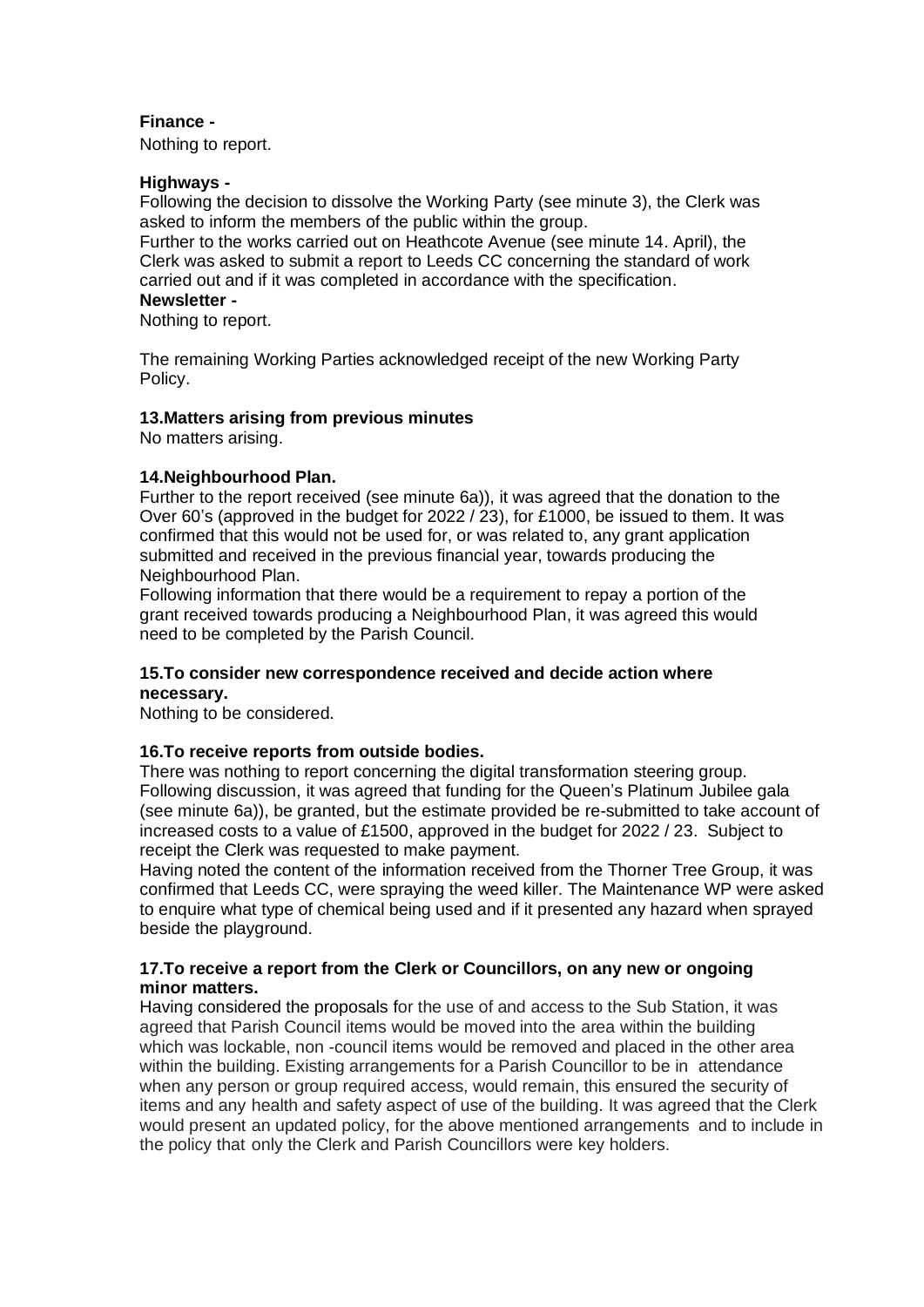**Finance -**

Nothing to report.

**Highways -**

Following the decision to dissolve the Working Party (see minute 3), the Clerk was asked to inform the members of the public within the group.

Further to the works carried out on Heathcote Avenue (see minute 14. April), the Clerk was asked to submit a report to Leeds CC concerning the standard of work carried out and if it was completed in accordance with the specification.

**Newsletter -**

Nothing to report.

The remaining Working Parties acknowledged receipt of the new Working Party Policy.

**13.Matters arising from previous minutes**

No matters arising.

**14.Neighbourhood Plan.**

Further to the report received (see minute 6a)), it was agreed that the donation to the Over 60's (approved in the budget for 2022 / 23), for £1000, be issued to them. It was confirmed that this would not be used for, or was related to, any grant application submitted and received in the previous financial year, towards producing the Neighbourhood Plan.

Following information that there would be a requirement to repay a portion of the grant received towards producing a Neighbourhood Plan, it was agreed this would need to be completed by the Parish Council.

**15.To consider new correspondence received and decide action where necessary.**

Nothing to be considered.

**16.To receive reports from outside bodies.**

There was nothing to report concerning the digital transformation steering group.

Following discussion, it was agreed that funding for the Queen's Platinum Jubilee gala (see minute 6a)), be granted, but the estimate provided be re-submitted to take account of increased costs to a value of £1500, approved in the budget for 2022 / 23. Subject to receipt the Clerk was requested to make payment.

Having noted the content of the information received from the Thorner Tree Group, it was confirmed that Leeds CC, were spraying the weed killer. The Maintenance WP were asked to enquire what type of chemical being used and if it presented any hazard when sprayed beside the playground.

**17.To receive a report from the Clerk or Councillors, on any new or ongoing minor matters.**

Having considered the proposals for the use of and access to the Sub Station, it was agreed that Parish Council items would be moved into the area within the building which was lockable, non -council items would be removed and placed in the other area within the building. Existing arrangements for a Parish Councillor to be in attendance when any person or group required access, would remain, this ensured the security of items and any health and safety aspect of use of the building. It was agreed that the Clerk would present an updated policy, for the above mentioned arrangements and to include in the policy that only the Clerk and Parish Councillors were key holders.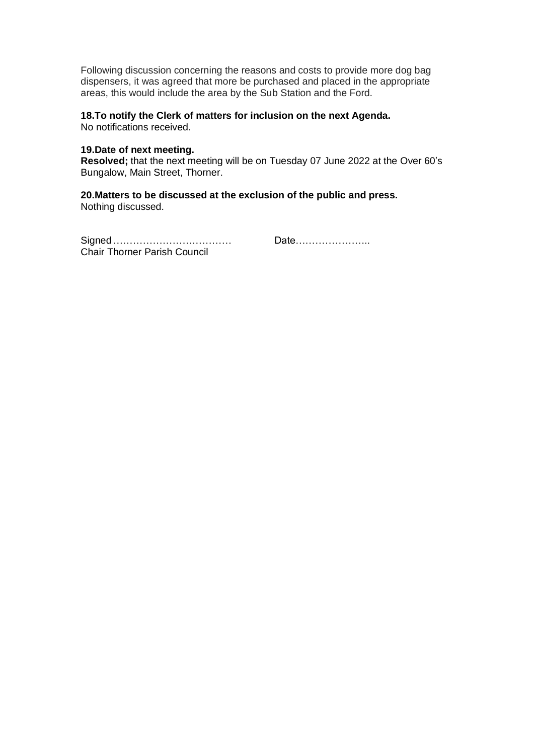Following discussion concerning the reasons and costs to provide more dog bag dispensers, it was agreed that more be purchased and placed in the appropriate areas, this would include the area by the Sub Station and the Ford.

**18.To notify the Clerk of matters for inclusion on the next Agenda.**
No notifications received.

**19.Date of next meeting.**
**Resolved;** that the next meeting will be on Tuesday 07 June 2022 at the Over 60's Bungalow, Main Street, Thorner.

**20.Matters to be discussed at the exclusion of the public and press.**
Nothing discussed.

Signed……………………………… Date…………………..
Chair Thorner Parish Council